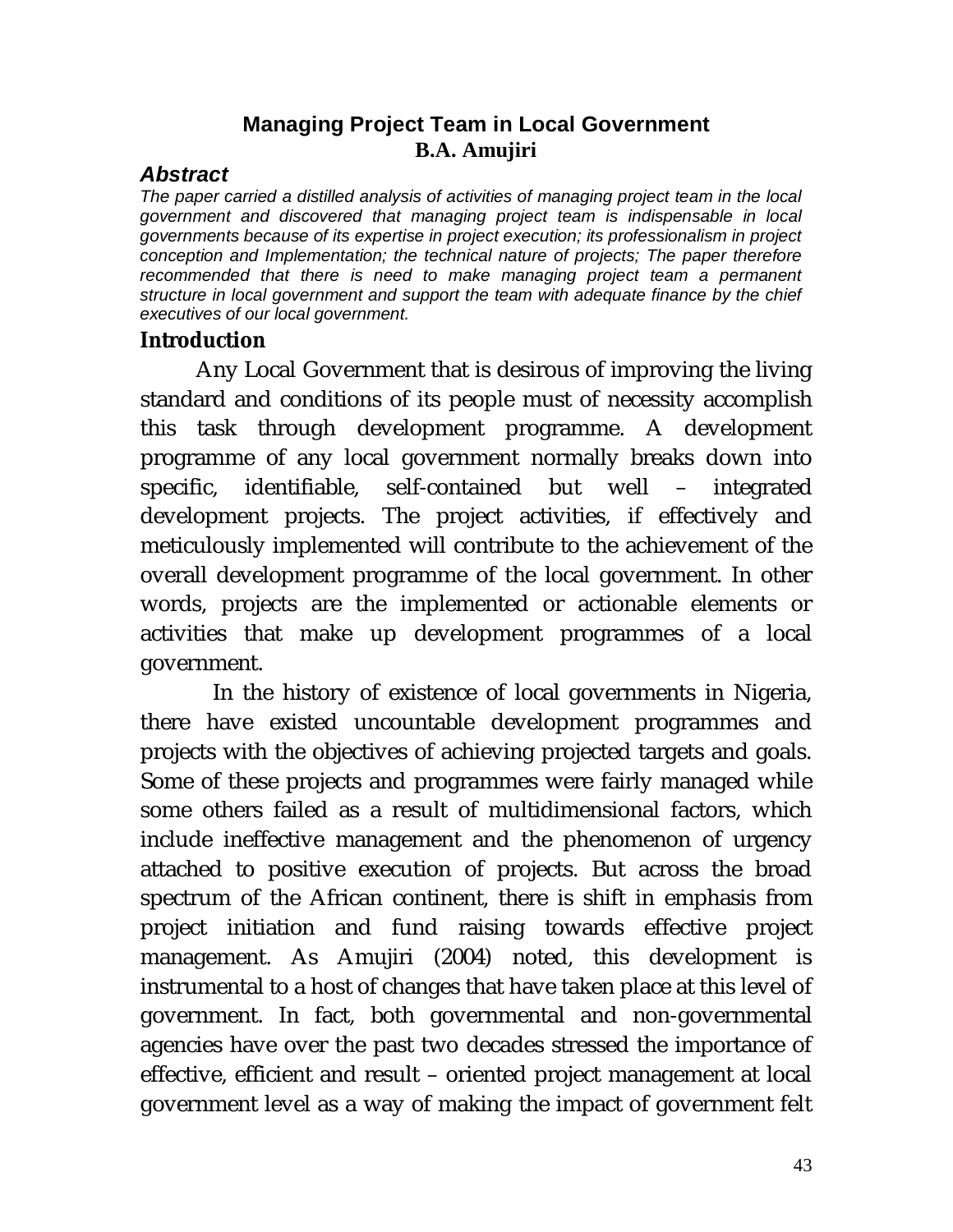# Managing Project Team in Local Government

**B.A. Amujiri**

### *Abstract*

*The paper carried a distilled analysis of activities of managing project team in the local government and discovered that managing project team is indispensable in local governments because of its expertise in project execution; its professionalism in project conception and Implementation; the technical nature of projects; The paper therefore recommended that there is need to make managing project team a permanent structure in local government and support the team with adequate finance by the chief executives of our local government.*

## Introduction

Any Local Government that is desirous of improving the living standard and conditions of its people must of necessity accomplish this task through development programme. A development programme of any local government normally breaks down into specific, identifiable, self-contained but well – integrated development projects. The project activities, if effectively and meticulously implemented will contribute to the achievement of the overall development programme of the local government. In other words, projects are the implemented or actionable elements or activities that make up development programmes of a local government.

In the history of existence of local governments in Nigeria, there have existed uncountable development programmes and projects with the objectives of achieving projected targets and goals. Some of these projects and programmes were fairly managed while some others failed as a result of multidimensional factors, which include ineffective management and the phenomenon of urgency attached to positive execution of projects. But across the broad spectrum of the African continent, there is shift in emphasis from project initiation and fund raising towards effective project management. As Amujiri (2004) noted, this development is instrumental to a host of changes that have taken place at this level of government. In fact, both governmental and non-governmental agencies have over the past two decades stressed the importance of effective, efficient and result – oriented project management at local government level as a way of making the impact of government felt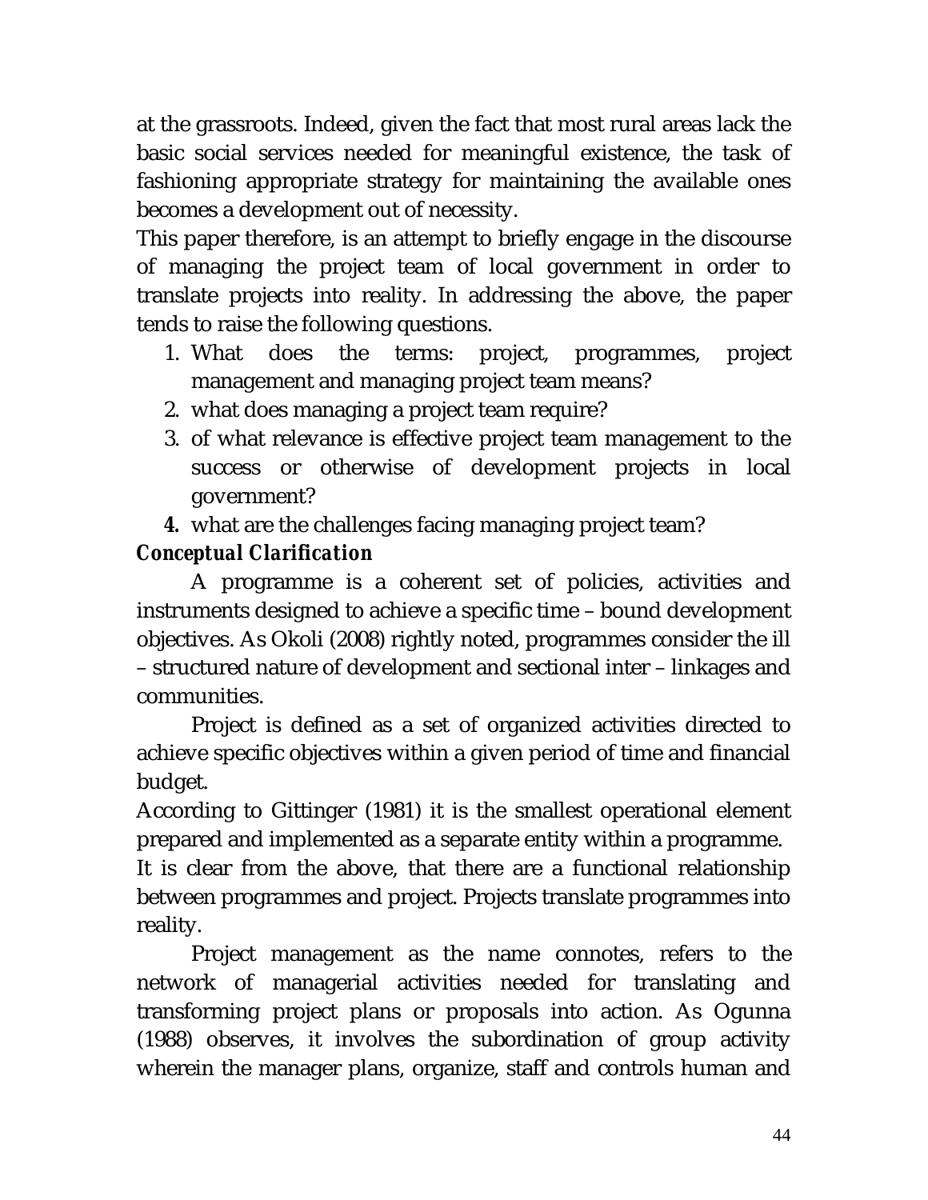at the grassroots. Indeed, given the fact that most rural areas lack the basic social services needed for meaningful existence, the task of fashioning appropriate strategy for maintaining the available ones becomes a development out of necessity.

This paper therefore, is an attempt to briefly engage in the discourse of managing the project team of local government in order to translate projects into reality. In addressing the above, the paper tends to raise the following questions.

1. What does the terms: project, programmes, project management and managing project team means?
2. what does managing a project team require?
3. of what relevance is effective project team management to the success or otherwise of development projects in local government?
4. what are the challenges facing managing project team?

***Conceptual Clarification***

A programme is a coherent set of policies, activities and instruments designed to achieve a specific time – bound development objectives. As Okoli (2008) rightly noted, programmes consider the ill – structured nature of development and sectional inter – linkages and communities.

Project is defined as a set of organized activities directed to achieve specific objectives within a given period of time and financial budget.

According to Gittinger (1981) it is the smallest operational element prepared and implemented as a separate entity within a programme.

It is clear from the above, that there are a functional relationship between programmes and project. Projects translate programmes into reality.

Project management as the name connotes, refers to the network of managerial activities needed for translating and transforming project plans or proposals into action. As Ogunna (1988) observes, it involves the subordination of group activity wherein the manager plans, organize, staff and controls human and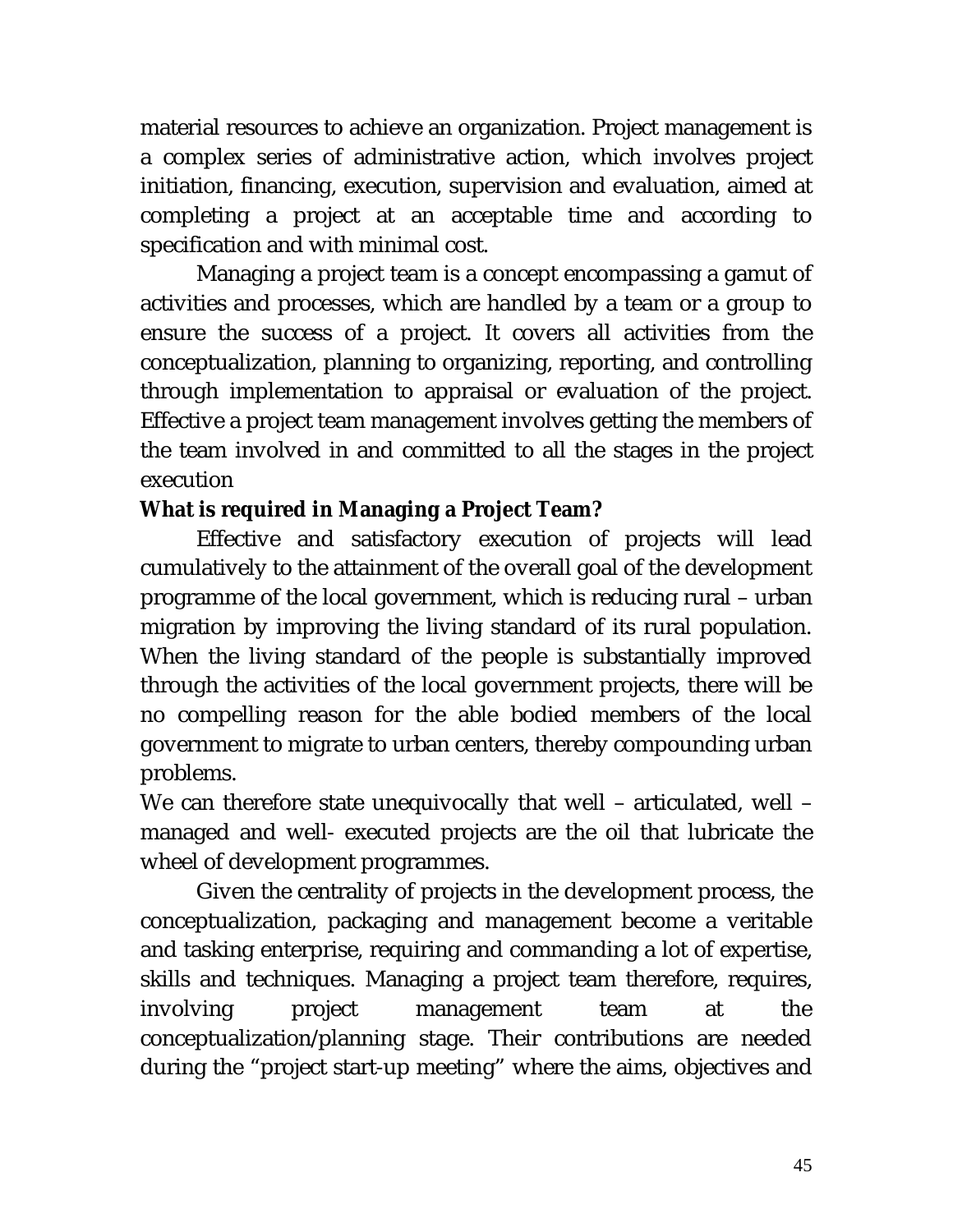material resources to achieve an organization. Project management is a complex series of administrative action, which involves project initiation, financing, execution, supervision and evaluation, aimed at completing a project at an acceptable time and according to specification and with minimal cost.

Managing a project team is a concept encompassing a gamut of activities and processes, which are handled by a team or a group to ensure the success of a project. It covers all activities from the conceptualization, planning to organizing, reporting, and controlling through implementation to appraisal or evaluation of the project. Effective a project team management involves getting the members of the team involved in and committed to all the stages in the project execution

**What is required in Managing a Project Team?**

Effective and satisfactory execution of projects will lead cumulatively to the attainment of the overall goal of the development programme of the local government, which is reducing rural – urban migration by improving the living standard of its rural population. When the living standard of the people is substantially improved through the activities of the local government projects, there will be no compelling reason for the able bodied members of the local government to migrate to urban centers, thereby compounding urban problems.

We can therefore state unequivocally that well – articulated, well – managed and well- executed projects are the oil that lubricate the wheel of development programmes.

Given the centrality of projects in the development process, the conceptualization, packaging and management become a veritable and tasking enterprise, requiring and commanding a lot of expertise, skills and techniques. Managing a project team therefore, requires, involving project management team at the conceptualization/planning stage. Their contributions are needed during the "project start-up meeting" where the aims, objectives and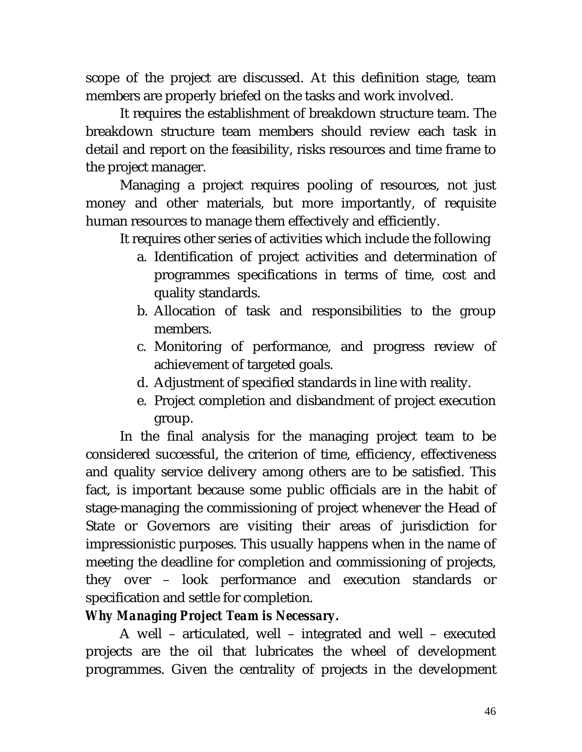scope of the project are discussed. At this definition stage, team members are properly briefed on the tasks and work involved.

It requires the establishment of breakdown structure team. The breakdown structure team members should review each task in detail and report on the feasibility, risks resources and time frame to the project manager.

Managing a project requires pooling of resources, not just money and other materials, but more importantly, of requisite human resources to manage them effectively and efficiently.

It requires other series of activities which include the following

a. Identification of project activities and determination of programmes specifications in terms of time, cost and quality standards.
b. Allocation of task and responsibilities to the group members.
c. Monitoring of performance, and progress review of achievement of targeted goals.
d. Adjustment of specified standards in line with reality.
e. Project completion and disbandment of project execution group.

In the final analysis for the managing project team to be considered successful, the criterion of time, efficiency, effectiveness and quality service delivery among others are to be satisfied. This fact, is important because some public officials are in the habit of stage-managing the commissioning of project whenever the Head of State or Governors are visiting their areas of jurisdiction for impressionistic purposes. This usually happens when in the name of meeting the deadline for completion and commissioning of projects, they over – look performance and execution standards or specification and settle for completion.

***Why Managing Project Team is Necessary.***

A well – articulated, well – integrated and well – executed projects are the oil that lubricates the wheel of development programmes. Given the centrality of projects in the development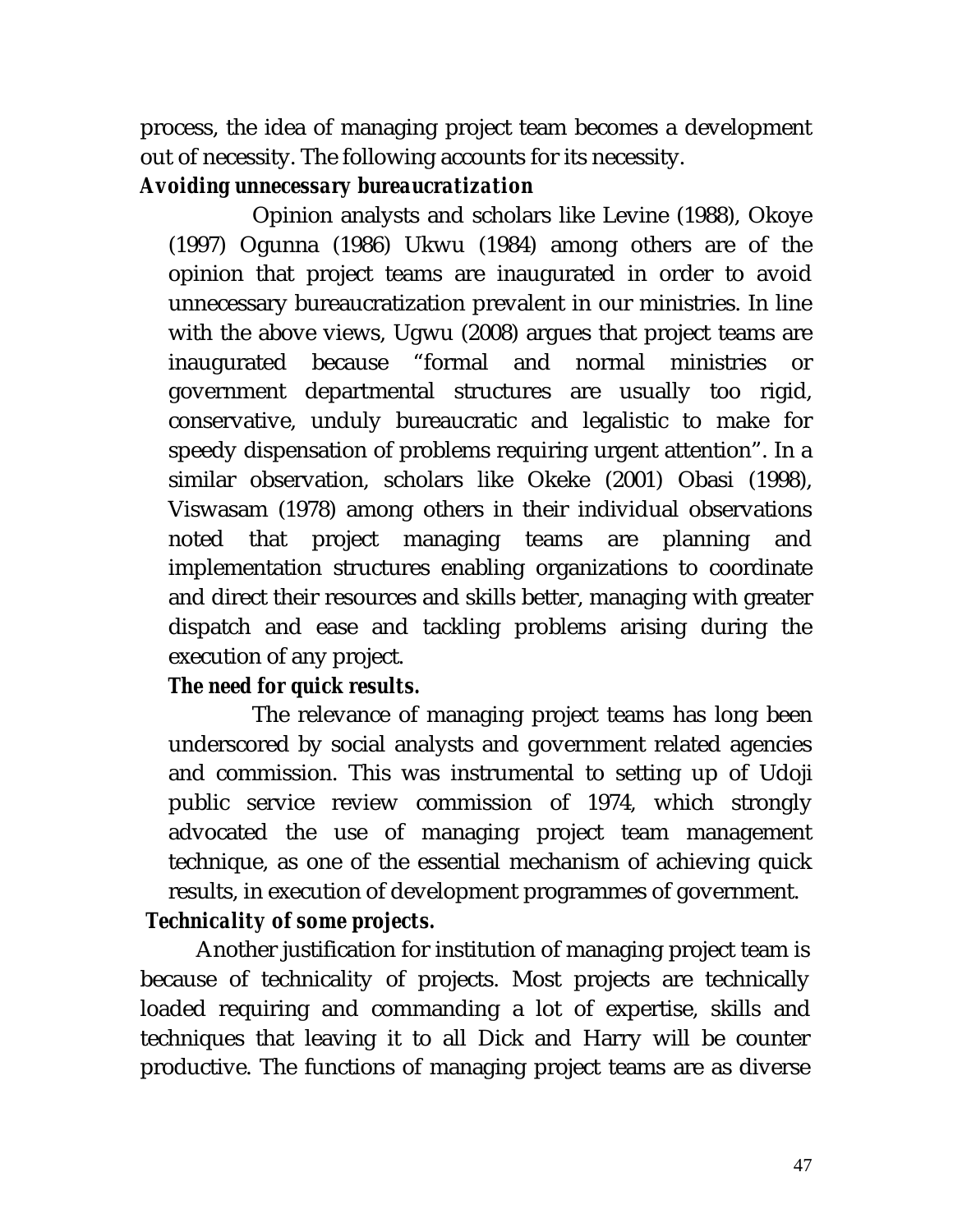process, the idea of managing project team becomes a development out of necessity. The following accounts for its necessity.

***Avoiding unnecessary bureaucratization***

Opinion analysts and scholars like Levine (1988), Okoye (1997) Ogunna (1986) Ukwu (1984) among others are of the opinion that project teams are inaugurated in order to avoid unnecessary bureaucratization prevalent in our ministries. In line with the above views, Ugwu (2008) argues that project teams are inaugurated because "formal and normal ministries or government departmental structures are usually too rigid, conservative, unduly bureaucratic and legalistic to make for speedy dispensation of problems requiring urgent attention". In a similar observation, scholars like Okeke (2001) Obasi (1998), Viswasam (1978) among others in their individual observations noted that project managing teams are planning and implementation structures enabling organizations to coordinate and direct their resources and skills better, managing with greater dispatch and ease and tackling problems arising during the execution of any project.

***The need for quick results.***

The relevance of managing project teams has long been underscored by social analysts and government related agencies and commission. This was instrumental to setting up of Udoji public service review commission of 1974, which strongly advocated the use of managing project team management technique, as one of the essential mechanism of achieving quick results, in execution of development programmes of government.

***Technicality of some projects.***

Another justification for institution of managing project team is because of technicality of projects. Most projects are technically loaded requiring and commanding a lot of expertise, skills and techniques that leaving it to all Dick and Harry will be counter productive. The functions of managing project teams are as diverse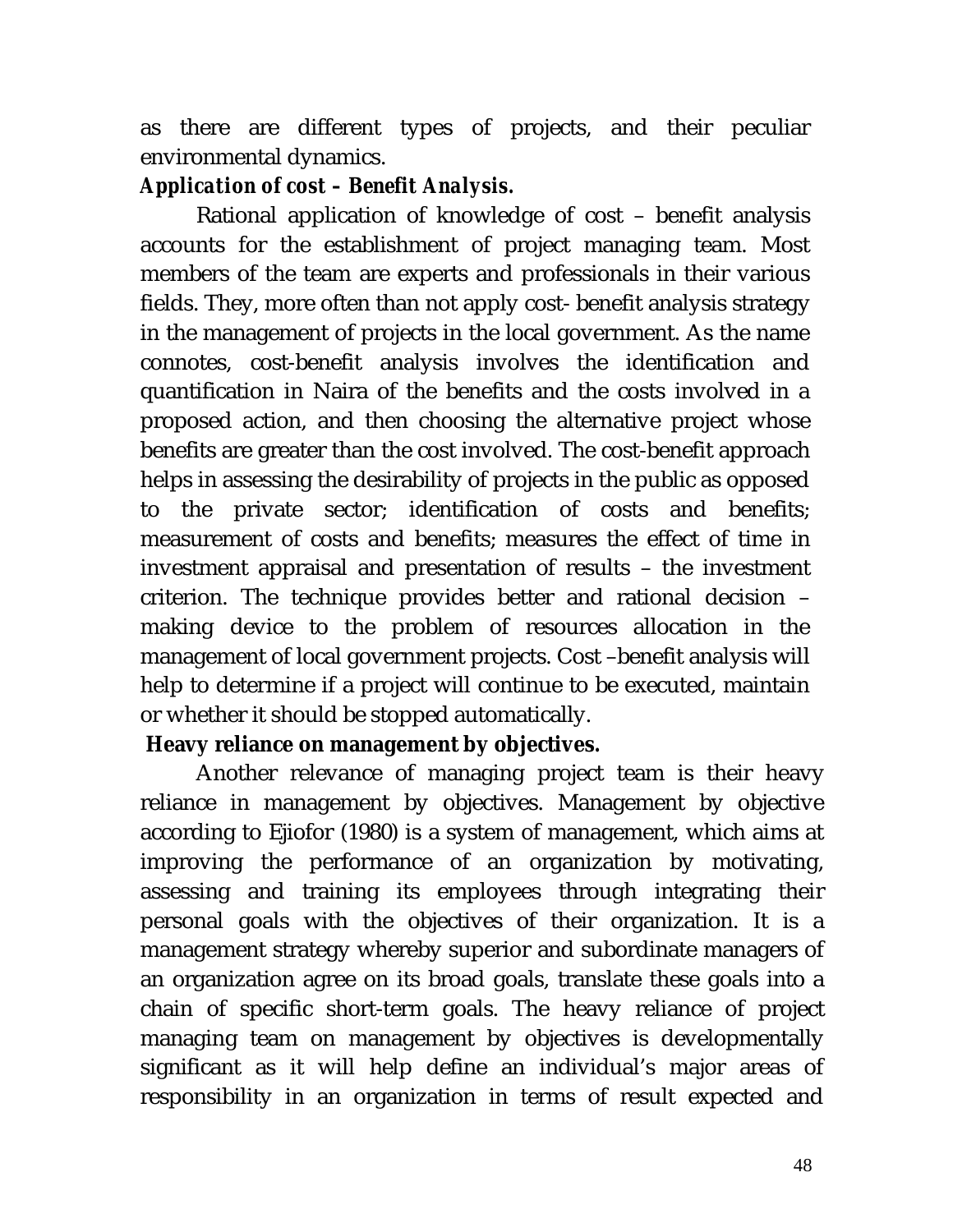as there are different types of projects, and their peculiar environmental dynamics.

***Application of cost – Benefit Analysis.***

Rational application of knowledge of cost – benefit analysis accounts for the establishment of project managing team. Most members of the team are experts and professionals in their various fields. They, more often than not apply cost- benefit analysis strategy in the management of projects in the local government. As the name connotes, cost-benefit analysis involves the identification and quantification in Naira of the benefits and the costs involved in a proposed action, and then choosing the alternative project whose benefits are greater than the cost involved. The cost-benefit approach helps in assessing the desirability of projects in the public as opposed to the private sector; identification of costs and benefits; measurement of costs and benefits; measures the effect of time in investment appraisal and presentation of results – the investment criterion. The technique provides better and rational decision – making device to the problem of resources allocation in the management of local government projects. Cost –benefit analysis will help to determine if a project will continue to be executed, maintain or whether it should be stopped automatically.

**Heavy reliance on management by objectives.**

Another relevance of managing project team is their heavy reliance in management by objectives. Management by objective according to Ejiofor (1980) is a system of management, which aims at improving the performance of an organization by motivating, assessing and training its employees through integrating their personal goals with the objectives of their organization. It is a management strategy whereby superior and subordinate managers of an organization agree on its broad goals, translate these goals into a chain of specific short-term goals. The heavy reliance of project managing team on management by objectives is developmentally significant as it will help define an individual's major areas of responsibility in an organization in terms of result expected and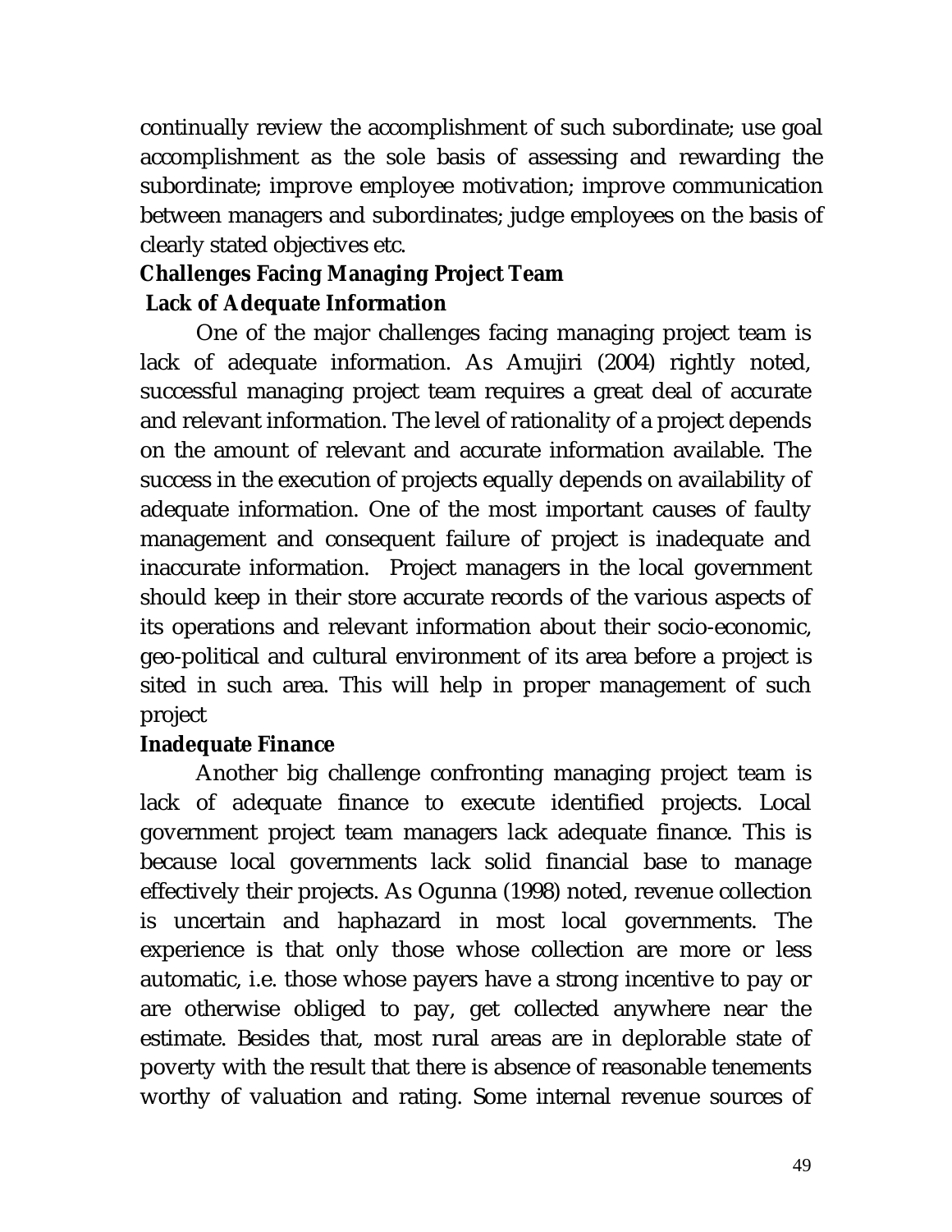continually review the accomplishment of such subordinate; use goal accomplishment as the sole basis of assessing and rewarding the subordinate; improve employee motivation; improve communication between managers and subordinates; judge employees on the basis of clearly stated objectives etc.

**Challenges Facing Managing Project Team**

**Lack of Adequate Information**

One of the major challenges facing managing project team is lack of adequate information. As Amujiri (2004) rightly noted, successful managing project team requires a great deal of accurate and relevant information. The level of rationality of a project depends on the amount of relevant and accurate information available. The success in the execution of projects equally depends on availability of adequate information. One of the most important causes of faulty management and consequent failure of project is inadequate and inaccurate information. Project managers in the local government should keep in their store accurate records of the various aspects of its operations and relevant information about their socio-economic, geo-political and cultural environment of its area before a project is sited in such area. This will help in proper management of such project

**Inadequate Finance**

Another big challenge confronting managing project team is lack of adequate finance to execute identified projects. Local government project team managers lack adequate finance. This is because local governments lack solid financial base to manage effectively their projects. As Ogunna (1998) noted, revenue collection is uncertain and haphazard in most local governments. The experience is that only those whose collection are more or less automatic, i.e. those whose payers have a strong incentive to pay or are otherwise obliged to pay, get collected anywhere near the estimate. Besides that, most rural areas are in deplorable state of poverty with the result that there is absence of reasonable tenements worthy of valuation and rating. Some internal revenue sources of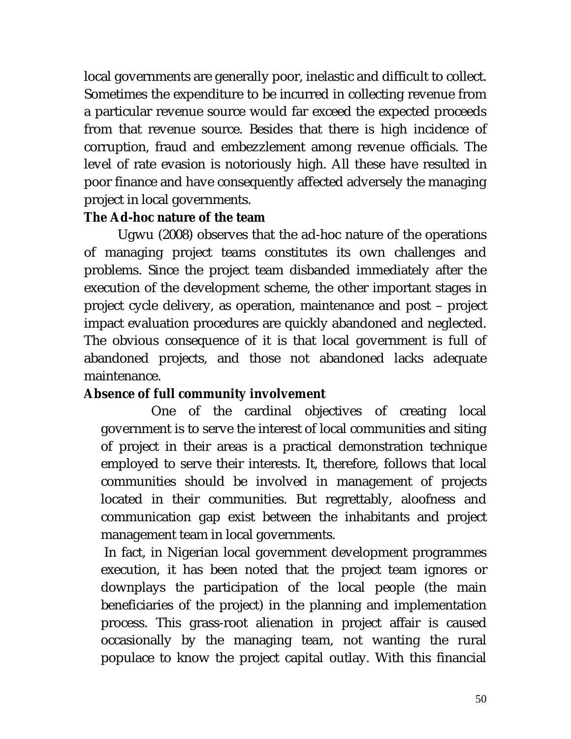local governments are generally poor, inelastic and difficult to collect. Sometimes the expenditure to be incurred in collecting revenue from a particular revenue source would far exceed the expected proceeds from that revenue source. Besides that there is high incidence of corruption, fraud and embezzlement among revenue officials. The level of rate evasion is notoriously high. All these have resulted in poor finance and have consequently affected adversely the managing project in local governments.

**The Ad-hoc nature of the team**

Ugwu (2008) observes that the ad-hoc nature of the operations of managing project teams constitutes its own challenges and problems. Since the project team disbanded immediately after the execution of the development scheme, the other important stages in project cycle delivery, as operation, maintenance and post – project impact evaluation procedures are quickly abandoned and neglected. The obvious consequence of it is that local government is full of abandoned projects, and those not abandoned lacks adequate maintenance.

**Absence of full community involvement**

One of the cardinal objectives of creating local government is to serve the interest of local communities and siting of project in their areas is a practical demonstration technique employed to serve their interests. It, therefore, follows that local communities should be involved in management of projects located in their communities. But regrettably, aloofness and communication gap exist between the inhabitants and project management team in local governments.

In fact, in Nigerian local government development programmes execution, it has been noted that the project team ignores or downplays the participation of the local people (the main beneficiaries of the project) in the planning and implementation process. This grass-root alienation in project affair is caused occasionally by the managing team, not wanting the rural populace to know the project capital outlay. With this financial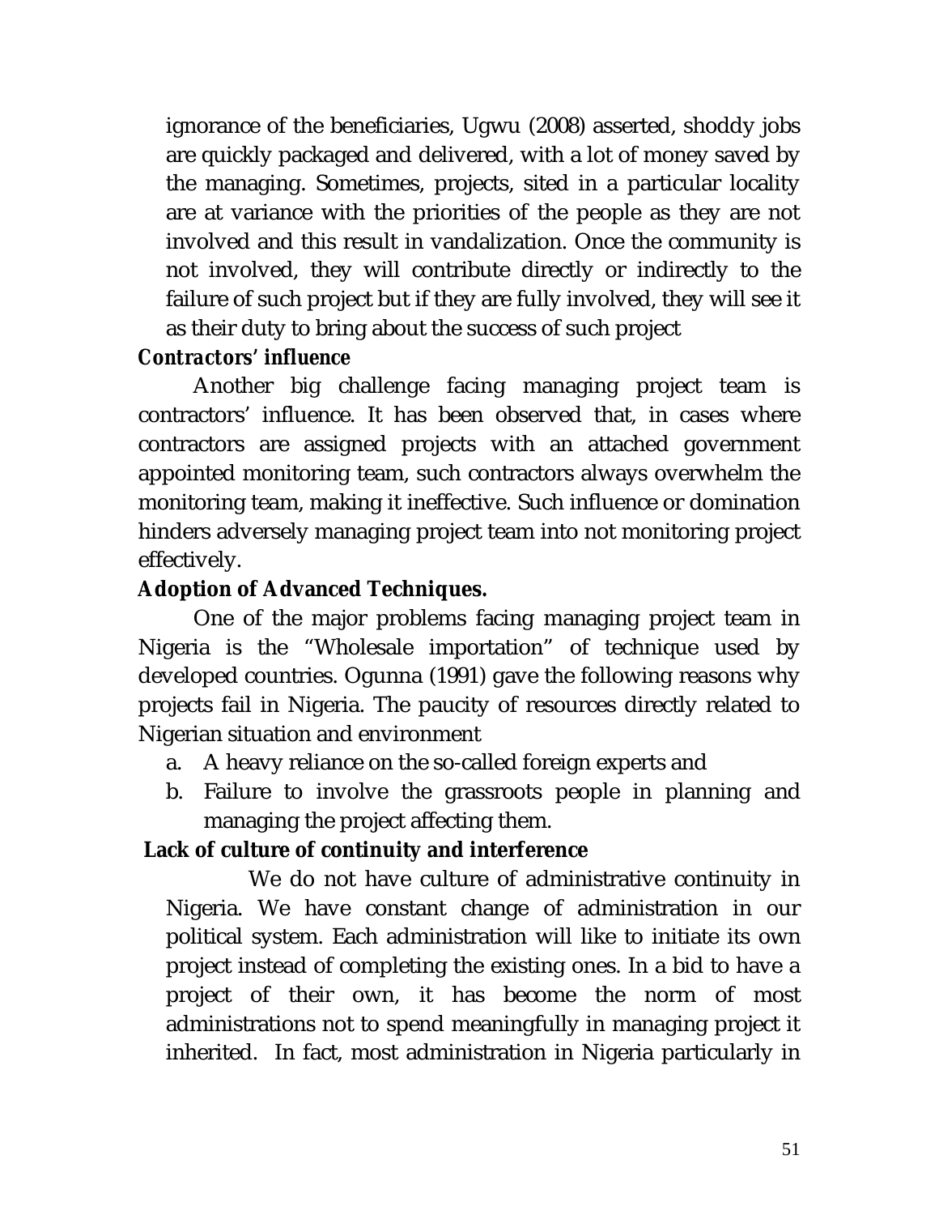ignorance of the beneficiaries, Ugwu (2008) asserted, shoddy jobs are quickly packaged and delivered, with a lot of money saved by the managing. Sometimes, projects, sited in a particular locality are at variance with the priorities of the people as they are not involved and this result in vandalization. Once the community is not involved, they will contribute directly or indirectly to the failure of such project but if they are fully involved, they will see it as their duty to bring about the success of such project

***Contractors' influence***

Another big challenge facing managing project team is contractors' influence. It has been observed that, in cases where contractors are assigned projects with an attached government appointed monitoring team, such contractors always overwhelm the monitoring team, making it ineffective. Such influence or domination hinders adversely managing project team into not monitoring project effectively.

**Adoption of Advanced Techniques.**

One of the major problems facing managing project team in Nigeria is the "Wholesale importation" of technique used by developed countries. Ogunna (1991) gave the following reasons why projects fail in Nigeria. The paucity of resources directly related to Nigerian situation and environment

a. A heavy reliance on the so-called foreign experts and
b. Failure to involve the grassroots people in planning and managing the project affecting them.

**Lack of culture of continuity and interference**

We do not have culture of administrative continuity in Nigeria. We have constant change of administration in our political system. Each administration will like to initiate its own project instead of completing the existing ones. In a bid to have a project of their own, it has become the norm of most administrations not to spend meaningfully in managing project it inherited. In fact, most administration in Nigeria particularly in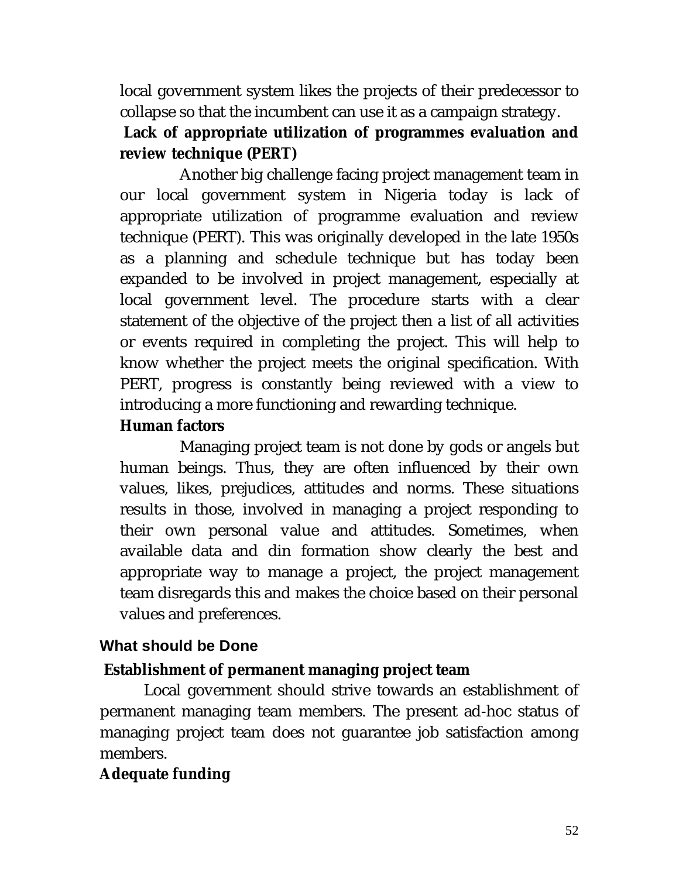local government system likes the projects of their predecessor to collapse so that the incumbent can use it as a campaign strategy.

**Lack of appropriate utilization of programmes evaluation and review technique (PERT)**

Another big challenge facing project management team in our local government system in Nigeria today is lack of appropriate utilization of programme evaluation and review technique (PERT). This was originally developed in the late 1950s as a planning and schedule technique but has today been expanded to be involved in project management, especially at local government level. The procedure starts with a clear statement of the objective of the project then a list of all activities or events required in completing the project. This will help to know whether the project meets the original specification. With PERT, progress is constantly being reviewed with a view to introducing a more functioning and rewarding technique.

**Human factors**

Managing project team is not done by gods or angels but human beings. Thus, they are often influenced by their own values, likes, prejudices, attitudes and norms. These situations results in those, involved in managing a project responding to their own personal value and attitudes. Sometimes, when available data and din formation show clearly the best and appropriate way to manage a project, the project management team disregards this and makes the choice based on their personal values and preferences.

## What should be Done

**Establishment of permanent managing project team**

Local government should strive towards an establishment of permanent managing team members. The present ad-hoc status of managing project team does not guarantee job satisfaction among members.

**Adequate funding**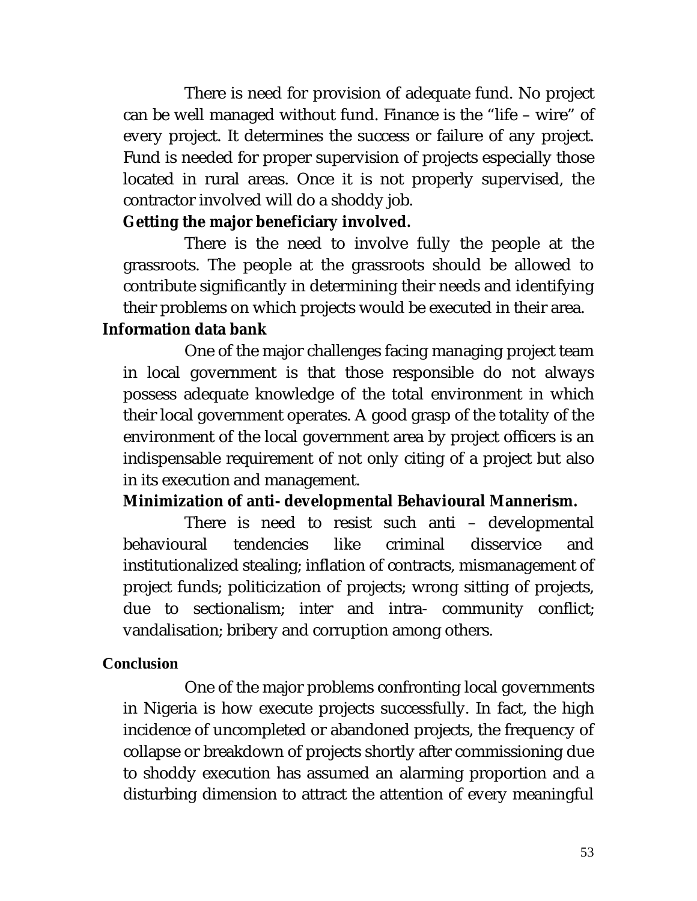There is need for provision of adequate fund. No project can be well managed without fund. Finance is the "life – wire" of every project. It determines the success or failure of any project. Fund is needed for proper supervision of projects especially those located in rural areas. Once it is not properly supervised, the contractor involved will do a shoddy job.

**Getting the major beneficiary involved.**

There is the need to involve fully the people at the grassroots. The people at the grassroots should be allowed to contribute significantly in determining their needs and identifying their problems on which projects would be executed in their area.

**Information data bank**

One of the major challenges facing managing project team in local government is that those responsible do not always possess adequate knowledge of the total environment in which their local government operates. A good grasp of the totality of the environment of the local government area by project officers is an indispensable requirement of not only citing of a project but also in its execution and management.

**Minimization of anti- developmental Behavioural Mannerism.**

There is need to resist such anti – developmental behavioural tendencies like criminal disservice and institutionalized stealing; inflation of contracts, mismanagement of project funds; politicization of projects; wrong sitting of projects, due to sectionalism; inter and intra- community conflict; vandalisation; bribery and corruption among others.

## Conclusion

One of the major problems confronting local governments in Nigeria is how execute projects successfully. In fact, the high incidence of uncompleted or abandoned projects, the frequency of collapse or breakdown of projects shortly after commissioning due to shoddy execution has assumed an alarming proportion and a disturbing dimension to attract the attention of every meaningful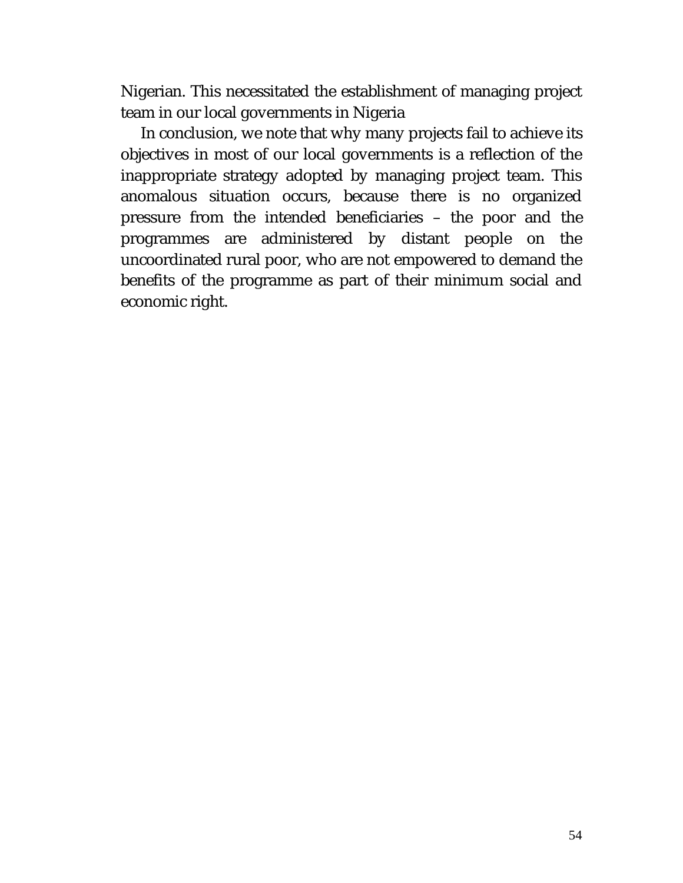Nigerian. This necessitated the establishment of managing project team in our local governments in Nigeria

In conclusion, we note that why many projects fail to achieve its objectives in most of our local governments is a reflection of the inappropriate strategy adopted by managing project team. This anomalous situation occurs, because there is no organized pressure from the intended beneficiaries – the poor and the programmes are administered by distant people on the uncoordinated rural poor, who are not empowered to demand the benefits of the programme as part of their minimum social and economic right.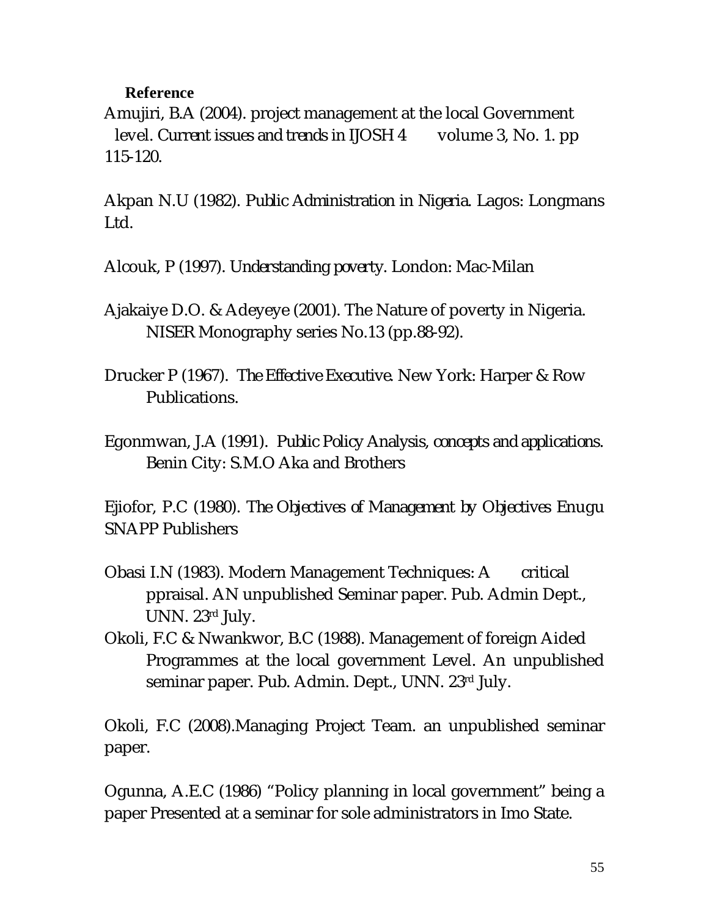**Reference**

Amujiri, B.A (2004). project management at the local Government level. *Current issues and trends in IJOSH 4* volume 3, No. 1. pp 115-120.

Akpan N.U (1982). *Public Administration in Nigeria.* Lagos: Longmans Ltd.

Alcouk, P (1997). *Understanding poverty.* London: Mac-Milan

Ajakaiye D.O. & Adeyeye (2001). The Nature of poverty in Nigeria. NISER Monography series No.13 (pp.88-92).

Drucker P (1967). *The Effective Executive.* New York: Harper & Row Publications.

Egonmwan, J.A (1991). *Public Policy Analysis, concepts and applications.* Benin City: S.M.O Aka and Brothers

Ejiofor, P.C (1980). *The Objectives of Management by Objectives* Enugu SNAPP Publishers

Obasi I.N (1983). Modern Management Techniques: A critical ppraisal. AN unpublished Seminar paper. Pub. Admin Dept., UNN. 23rd July.

Okoli, F.C & Nwankwor, B.C (1988). Management of foreign Aided Programmes at the local government Level. An unpublished seminar paper. Pub. Admin. Dept., UNN. 23rd July.

Okoli, F.C (2008).Managing Project Team. an unpublished seminar paper.

Ogunna, A.E.C (1986) "Policy planning in local government" being a paper Presented at a seminar for sole administrators in Imo State.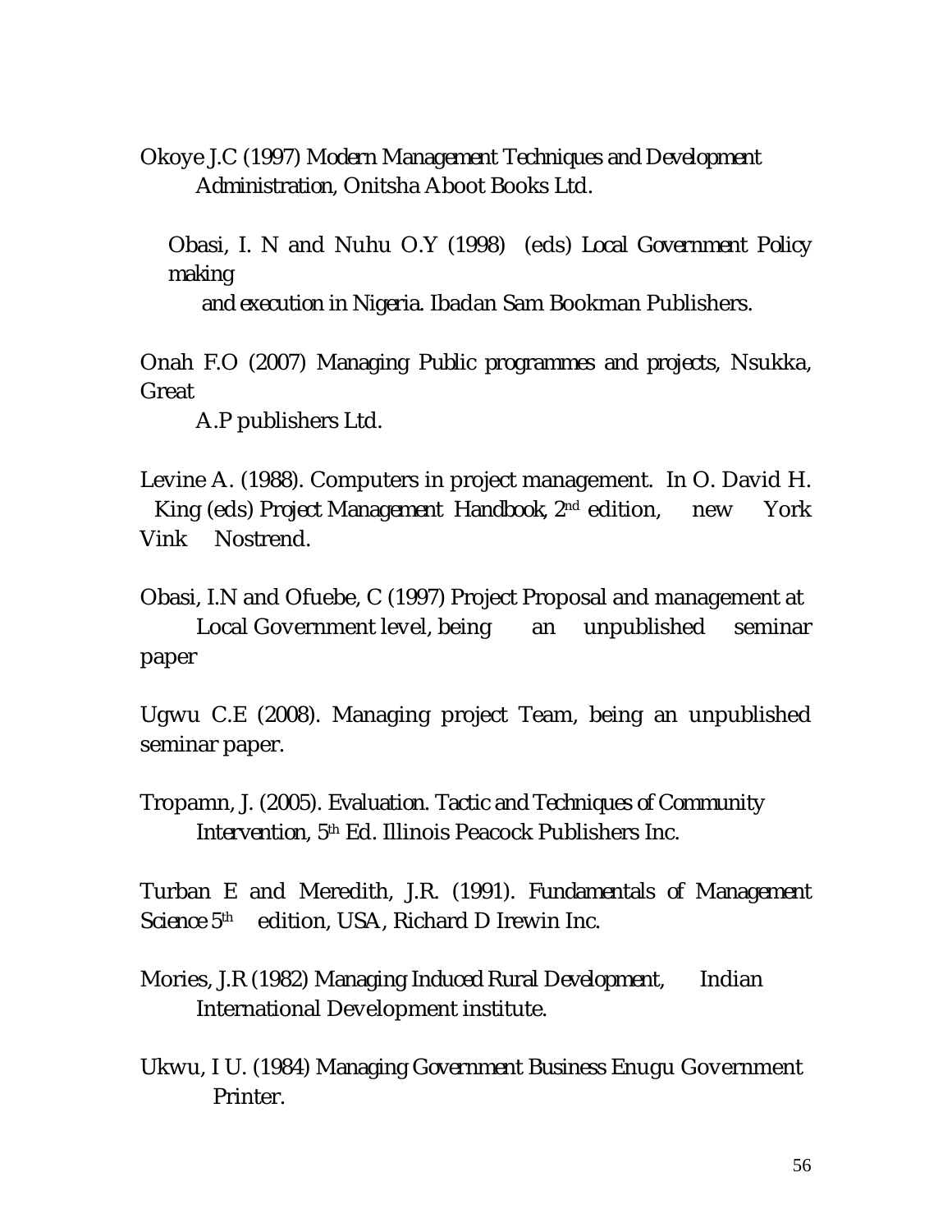Okoye J.C (1997) *Modern Management Techniques and Development Administration*, Onitsha Aboot Books Ltd.

Obasi, I. N and Nuhu O.Y (1998) (eds) *Local Government Policy making and execution in Nigeria*. Ibadan Sam Bookman Publishers.

Onah F.O (2007) *Managing Public programmes and projects*, Nsukka, Great A.P publishers Ltd.

Levine A. (1988). Computers in project management. In O. David H. King (eds) *Project Management Handbook*, 2nd edition, new York Vink Nostrend.

Obasi, I.N and Ofuebe, C (1997) Project Proposal and management at Local Government level, being an unpublished seminar paper

Ugwu C.E (2008). Managing project Team, being an unpublished seminar paper.

Tropamn, J. (2005). Evaluation. *Tactic and Techniques of Community Intervention*, 5th Ed. Illinois Peacock Publishers Inc.

Turban E and Meredith, J.R. (1991). *Fundamentals of Management Science* 5th edition, USA, Richard D Irewin Inc.

Mories, J.R (1982) *Managing Induced Rural Development*, Indian International Development institute.

Ukwu, I U. (1984) *Managing Government Business* Enugu Government Printer.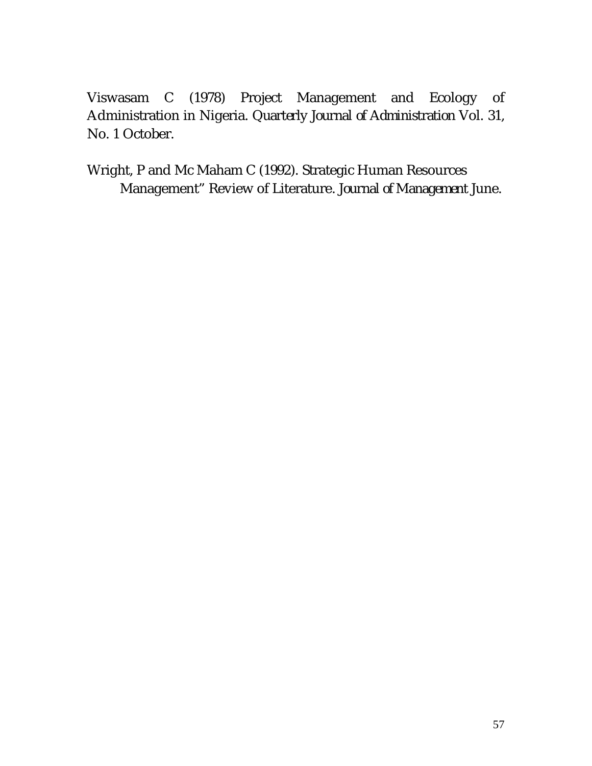Viswasam C (1978) Project Management and Ecology of Administration in Nigeria. *Quarterly Journal of Administration* Vol. 31, No. 1 October.

Wright, P and Mc Maham C (1992). Strategic Human Resources Management" Review of Literature. *Journal of Management* June.